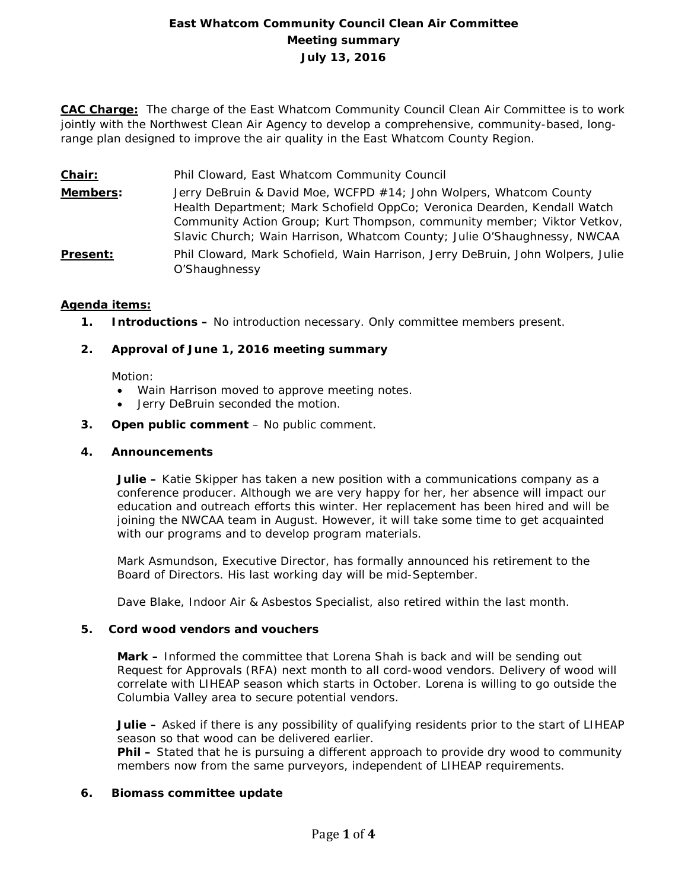# East Whatcom Community Council Clean Air Committee
## Meeting summary
## July 13, 2016

**CAC Charge:** The charge of the East Whatcom Community Council Clean Air Committee is to work jointly with the Northwest Clean Air Agency to develop a comprehensive, community-based, long-range plan designed to improve the air quality in the East Whatcom County Region.

**Chair:** Phil Cloward, East Whatcom Community Council

**Members:** Jerry DeBruin & David Moe, WCFPD #14; John Wolpers, Whatcom County Health Department; Mark Schofield OppCo; Veronica Dearden, Kendall Watch Community Action Group; Kurt Thompson, community member; Viktor Vetkov, Slavic Church; Wain Harrison, Whatcom County; Julie O'Shaughnessy, NWCAA

**Present:** Phil Cloward, Mark Schofield, Wain Harrison, Jerry DeBruin, John Wolpers, Julie O'Shaughnessy

**Agenda items:**

1. **Introductions –** No introduction necessary. Only committee members present.

2. **Approval of June 1, 2016 meeting summary**

   Motion:
   - Wain Harrison moved to approve meeting notes.
   - Jerry DeBruin seconded the motion.

3. **Open public comment** – No public comment.

4. **Announcements**

   **Julie –** Katie Skipper has taken a new position with a communications company as a conference producer. Although we are very happy for her, her absence will impact our education and outreach efforts this winter. Her replacement has been hired and will be joining the NWCAA team in August. However, it will take some time to get acquainted with our programs and to develop program materials.

   Mark Asmundson, Executive Director, has formally announced his retirement to the Board of Directors. His last working day will be mid-September.

   Dave Blake, Indoor Air & Asbestos Specialist, also retired within the last month.

5. **Cord wood vendors and vouchers**

   **Mark –** Informed the committee that Lorena Shah is back and will be sending out Request for Approvals (RFA) next month to all cord-wood vendors. Delivery of wood will correlate with LIHEAP season which starts in October. Lorena is willing to go outside the Columbia Valley area to secure potential vendors.

   **Julie –** Asked if there is any possibility of qualifying residents prior to the start of LIHEAP season so that wood can be delivered earlier.
   **Phil –** Stated that he is pursuing a different approach to provide dry wood to community members now from the same purveyors, independent of LIHEAP requirements.

6. **Biomass committee update**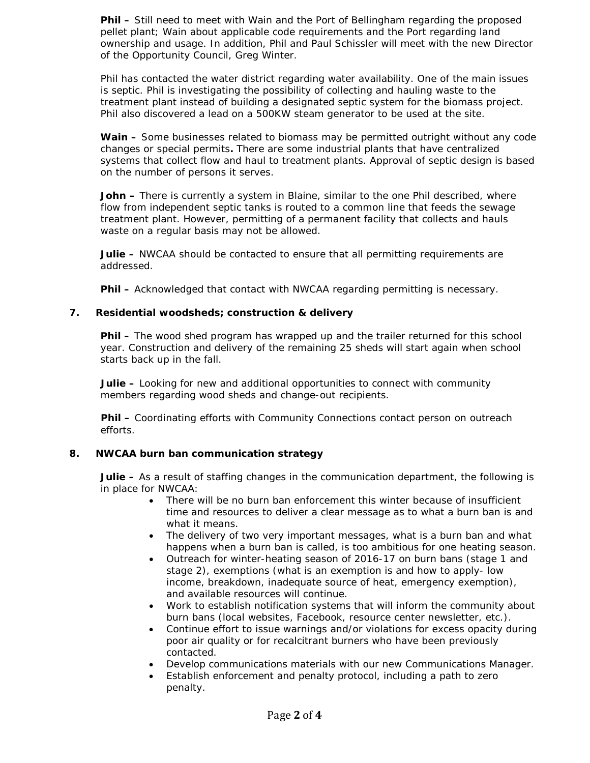**Phil –** Still need to meet with Wain and the Port of Bellingham regarding the proposed pellet plant; Wain about applicable code requirements and the Port regarding land ownership and usage. In addition, Phil and Paul Schissler will meet with the new Director of the Opportunity Council, Greg Winter.

Phil has contacted the water district regarding water availability. One of the main issues is septic. Phil is investigating the possibility of collecting and hauling waste to the treatment plant instead of building a designated septic system for the biomass project. Phil also discovered a lead on a 500KW steam generator to be used at the site.

**Wain –** Some businesses related to biomass may be permitted outright without any code changes or special permits**.** There are some industrial plants that have centralized systems that collect flow and haul to treatment plants. Approval of septic design is based on the number of persons it serves.

**John –** There is currently a system in Blaine, similar to the one Phil described, where flow from independent septic tanks is routed to a common line that feeds the sewage treatment plant. However, permitting of a permanent facility that collects and hauls waste on a regular basis may not be allowed.

**Julie –** NWCAA should be contacted to ensure that all permitting requirements are addressed.

**Phil –** Acknowledged that contact with NWCAA regarding permitting is necessary.

**7. Residential woodsheds; construction & delivery**

**Phil –** The wood shed program has wrapped up and the trailer returned for this school year. Construction and delivery of the remaining 25 sheds will start again when school starts back up in the fall.

**Julie –** Looking for new and additional opportunities to connect with community members regarding wood sheds and change-out recipients.

**Phil –** Coordinating efforts with Community Connections contact person on outreach efforts.

**8. NWCAA burn ban communication strategy**

**Julie –** As a result of staffing changes in the communication department, the following is in place for NWCAA:

- There will be no burn ban enforcement this winter because of insufficient time and resources to deliver a clear message as to what a burn ban is and what it means.
- The delivery of two very important messages, what is a burn ban and what happens when a burn ban is called, is too ambitious for one heating season.
- Outreach for winter-heating season of 2016-17 on burn bans (stage 1 and stage 2), exemptions (what is an exemption is and how to apply- low income, breakdown, inadequate source of heat, emergency exemption), and available resources will continue.
- Work to establish notification systems that will inform the community about burn bans (local websites, Facebook, resource center newsletter, etc.).
- Continue effort to issue warnings and/or violations for excess opacity during poor air quality or for recalcitrant burners who have been previously contacted.
- Develop communications materials with our new Communications Manager.
- Establish enforcement and penalty protocol, including a path to zero penalty.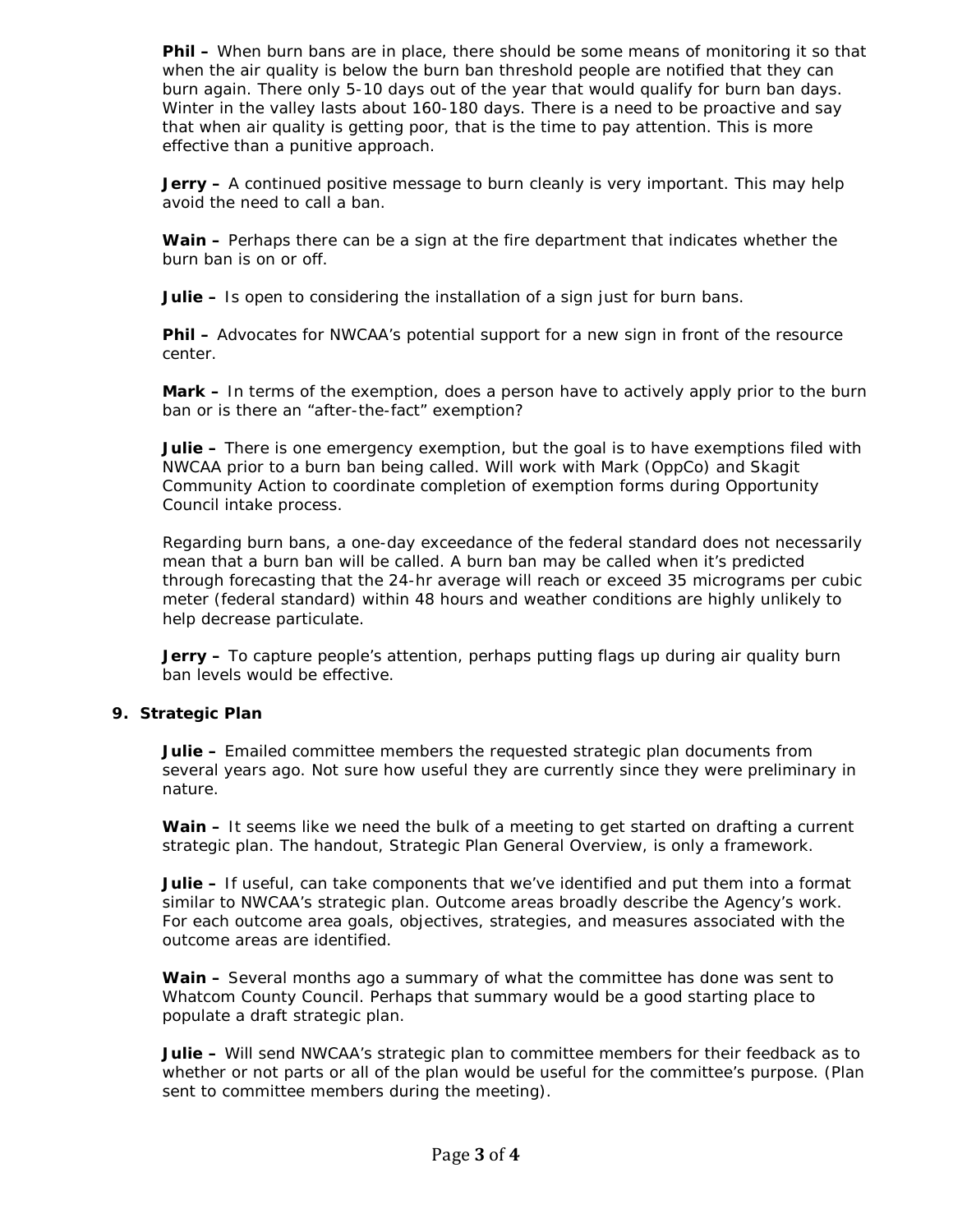**Phil –** When burn bans are in place, there should be some means of monitoring it so that when the air quality is below the burn ban threshold people are notified that they can burn again. There only 5-10 days out of the year that would qualify for burn ban days. Winter in the valley lasts about 160-180 days. There is a need to be proactive and say that when air quality is getting poor, that is the time to pay attention. This is more effective than a punitive approach.

**Jerry –** A continued positive message to burn cleanly is very important. This may help avoid the need to call a ban.

**Wain –** Perhaps there can be a sign at the fire department that indicates whether the burn ban is on or off.

**Julie –** Is open to considering the installation of a sign just for burn bans.

**Phil –** Advocates for NWCAA's potential support for a new sign in front of the resource center.

**Mark –** In terms of the exemption, does a person have to actively apply prior to the burn ban or is there an "after-the-fact" exemption?

**Julie –** There is one emergency exemption, but the goal is to have exemptions filed with NWCAA prior to a burn ban being called. Will work with Mark (OppCo) and Skagit Community Action to coordinate completion of exemption forms during Opportunity Council intake process.

Regarding burn bans, a one-day exceedance of the federal standard does not necessarily mean that a burn ban will be called. A burn ban may be called when it's predicted through forecasting that the 24-hr average will reach or exceed 35 micrograms per cubic meter (federal standard) within 48 hours and weather conditions are highly unlikely to help decrease particulate.

**Jerry –** To capture people's attention, perhaps putting flags up during air quality burn ban levels would be effective.

**9. Strategic Plan**

**Julie –** Emailed committee members the requested strategic plan documents from several years ago. Not sure how useful they are currently since they were preliminary in nature.

**Wain –** It seems like we need the bulk of a meeting to get started on drafting a current strategic plan. The handout, Strategic Plan General Overview, is only a framework.

**Julie –** If useful, can take components that we've identified and put them into a format similar to NWCAA's strategic plan. Outcome areas broadly describe the Agency's work. For each outcome area goals, objectives, strategies, and measures associated with the outcome areas are identified.

**Wain –** Several months ago a summary of what the committee has done was sent to Whatcom County Council. Perhaps that summary would be a good starting place to populate a draft strategic plan.

**Julie –** Will send NWCAA's strategic plan to committee members for their feedback as to whether or not parts or all of the plan would be useful for the committee's purpose. (Plan sent to committee members during the meeting).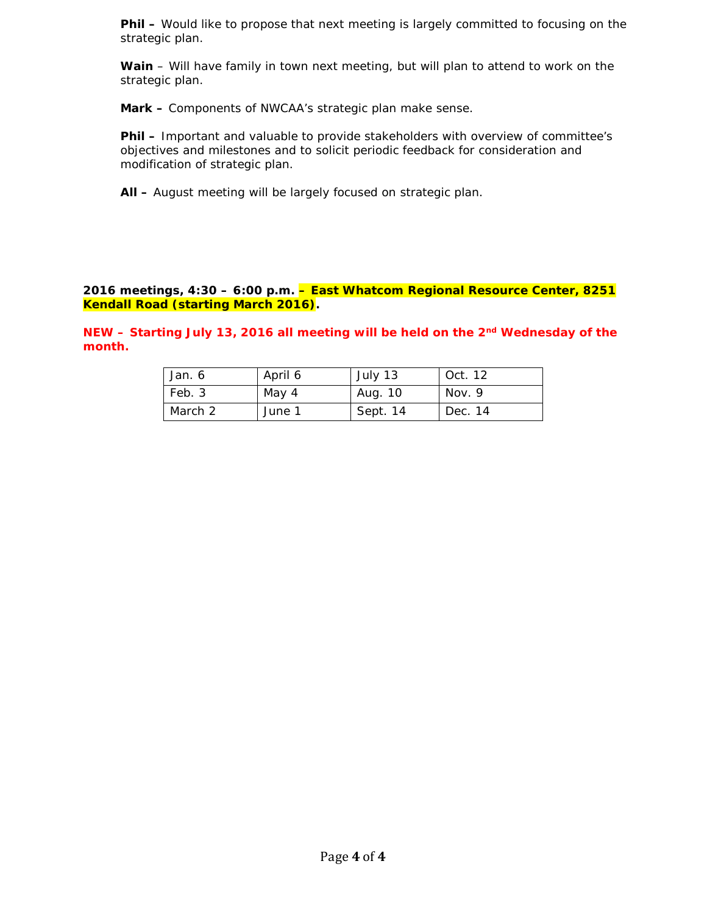**Phil –** Would like to propose that next meeting is largely committed to focusing on the strategic plan.

**Wain** – Will have family in town next meeting, but will plan to attend to work on the strategic plan.

**Mark –** Components of NWCAA's strategic plan make sense.

**Phil –** Important and valuable to provide stakeholders with overview of committee's objectives and milestones and to solicit periodic feedback for consideration and modification of strategic plan.

**All –** August meeting will be largely focused on strategic plan.

**2016 meetings, 4:30 – 6:00 p.m. – East Whatcom Regional Resource Center, 8251 Kendall Road (starting March 2016).**

**NEW – Starting July 13, 2016 all meeting will be held on the 2nd Wednesday of the month.**

| | | | |
|---|---|---|---|
| Jan. 6 | April 6 | July 13 | Oct. 12 |
| Feb. 3 | May 4 | Aug. 10 | Nov. 9 |
| March 2 | June 1 | Sept. 14 | Dec. 14 |